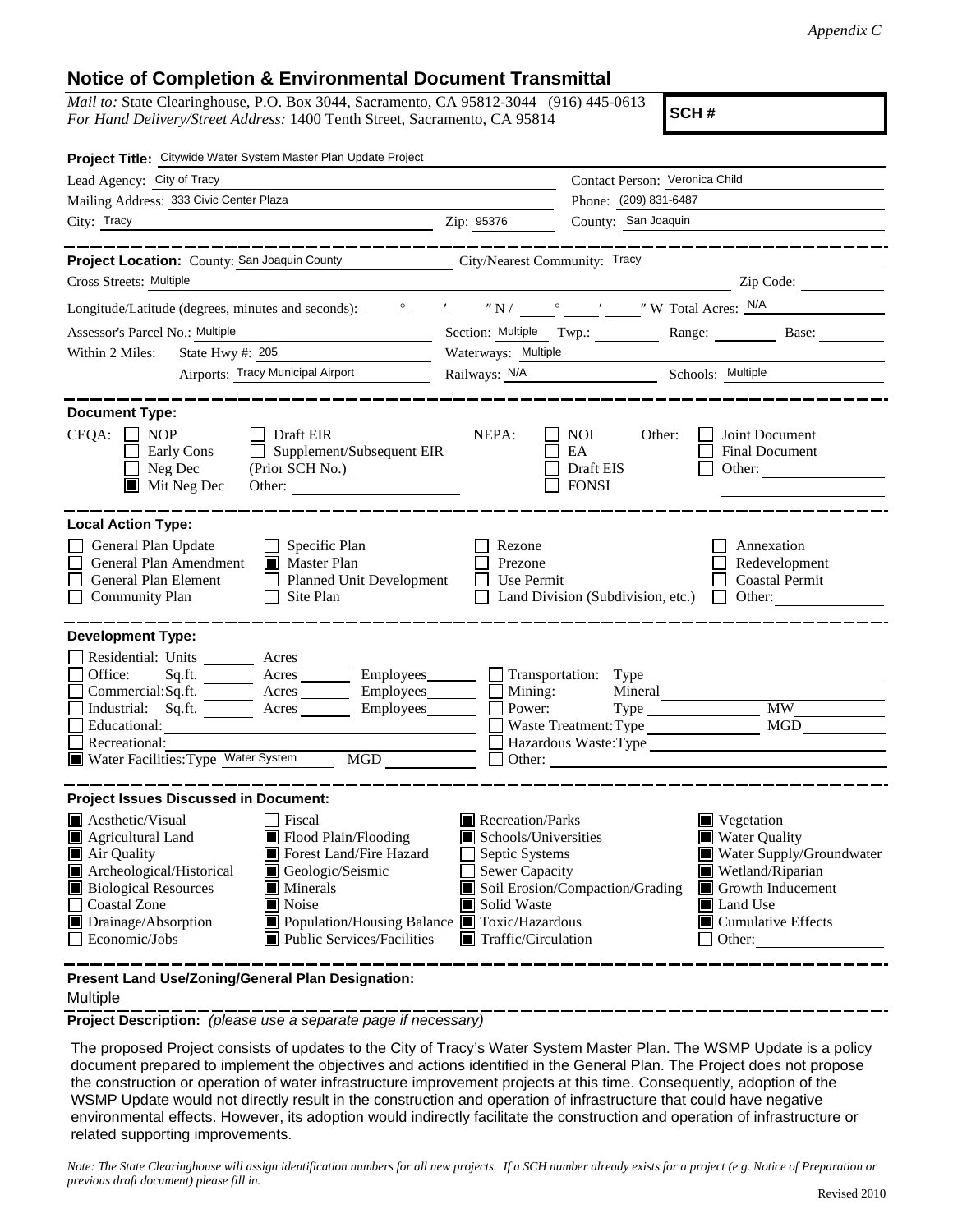*Appendix C*

## Notice of Completion & Environmental Document Transmittal

*Mail to:* State Clearinghouse, P.O. Box 3044, Sacramento, CA 95812-3044 (916) 445-0613
*For Hand Delivery/Street Address:* 1400 Tenth Street, Sacramento, CA 95814

**SCH #**

**Project Title:** Citywide Water System Master Plan Update Project

Lead Agency: City of Tracy
Contact Person: Veronica Child
Mailing Address: 333 Civic Center Plaza
Phone: (209) 831-6487
City: Tracy
Zip: 95376
County: San Joaquin

---

**Project Location:** County: San Joaquin County
City/Nearest Community: Tracy
Cross Streets: Multiple
Zip Code:
Longitude/Latitude (degrees, minutes and seconds): \_\_\_° \_\_\_′ \_\_\_″ N / \_\_\_° \_\_\_′ \_\_\_″ W Total Acres: N/A
Assessor's Parcel No.: Multiple
Section: Multiple Twp.: Range: Base:
Within 2 Miles: State Hwy #: 205
Waterways: Multiple
Airports: Tracy Municipal Airport
Railways: N/A
Schools: Multiple

---

**Document Type:**

CEQA:
- ☐ NOP
- ☐ Early Cons
- ☐ Neg Dec
- ■ Mit Neg Dec
- ☐ Draft EIR
- ☐ Supplement/Subsequent EIR (Prior SCH No.)
- Other:

NEPA:
- ☐ NOI
- ☐ EA
- ☐ Draft EIS
- ☐ FONSI

Other:
- ☐ Joint Document
- ☐ Final Document
- ☐ Other:

---

**Local Action Type:**

- ☐ General Plan Update
- ☐ General Plan Amendment
- ☐ General Plan Element
- ☐ Community Plan
- ☐ Specific Plan
- ■ Master Plan
- ☐ Planned Unit Development
- ☐ Site Plan
- ☐ Rezone
- ☐ Prezone
- ☐ Use Permit
- ☐ Land Division (Subdivision, etc.)
- ☐ Annexation
- ☐ Redevelopment
- ☐ Coastal Permit
- ☐ Other:

---

**Development Type:**

- ☐ Residential: Units \_\_\_ Acres \_\_\_
- ☐ Office: Sq.ft. \_\_\_ Acres \_\_\_ Employees \_\_\_
- ☐ Commercial: Sq.ft. \_\_\_ Acres \_\_\_ Employees \_\_\_
- ☐ Industrial: Sq.ft. \_\_\_ Acres \_\_\_ Employees \_\_\_
- ☐ Educational:
- ☐ Recreational:
- ■ Water Facilities: Type Water System MGD \_\_\_
- ☐ Transportation: Type
- ☐ Mining: Mineral
- ☐ Power: Type \_\_\_ MW \_\_\_
- ☐ Waste Treatment: Type \_\_\_ MGD \_\_\_
- ☐ Hazardous Waste: Type
- ☐ Other:

---

**Project Issues Discussed in Document:**

- ■ Aesthetic/Visual
- ■ Agricultural Land
- ■ Air Quality
- ■ Archeological/Historical
- ■ Biological Resources
- ☐ Coastal Zone
- ■ Drainage/Absorption
- ☐ Economic/Jobs
- ☐ Fiscal
- ■ Flood Plain/Flooding
- ■ Forest Land/Fire Hazard
- ■ Geologic/Seismic
- ■ Minerals
- ■ Noise
- ■ Population/Housing Balance
- ■ Public Services/Facilities
- ■ Recreation/Parks
- ■ Schools/Universities
- ☐ Septic Systems
- ☐ Sewer Capacity
- ■ Soil Erosion/Compaction/Grading
- ■ Solid Waste
- ■ Toxic/Hazardous
- ■ Traffic/Circulation
- ■ Vegetation
- ■ Water Quality
- ■ Water Supply/Groundwater
- ■ Wetland/Riparian
- ■ Growth Inducement
- ■ Land Use
- ■ Cumulative Effects
- ☐ Other:

---

**Present Land Use/Zoning/General Plan Designation:**

Multiple

**Project Description:** *(please use a separate page if necessary)*

The proposed Project consists of updates to the City of Tracy's Water System Master Plan. The WSMP Update is a policy document prepared to implement the objectives and actions identified in the General Plan. The Project does not propose the construction or operation of water infrastructure improvement projects at this time. Consequently, adoption of the WSMP Update would not directly result in the construction and operation of infrastructure that could have negative environmental effects. However, its adoption would indirectly facilitate the construction and operation of infrastructure or related supporting improvements.

*Note: The State Clearinghouse will assign identification numbers for all new projects. If a SCH number already exists for a project (e.g. Notice of Preparation or previous draft document) please fill in.*

Revised 2010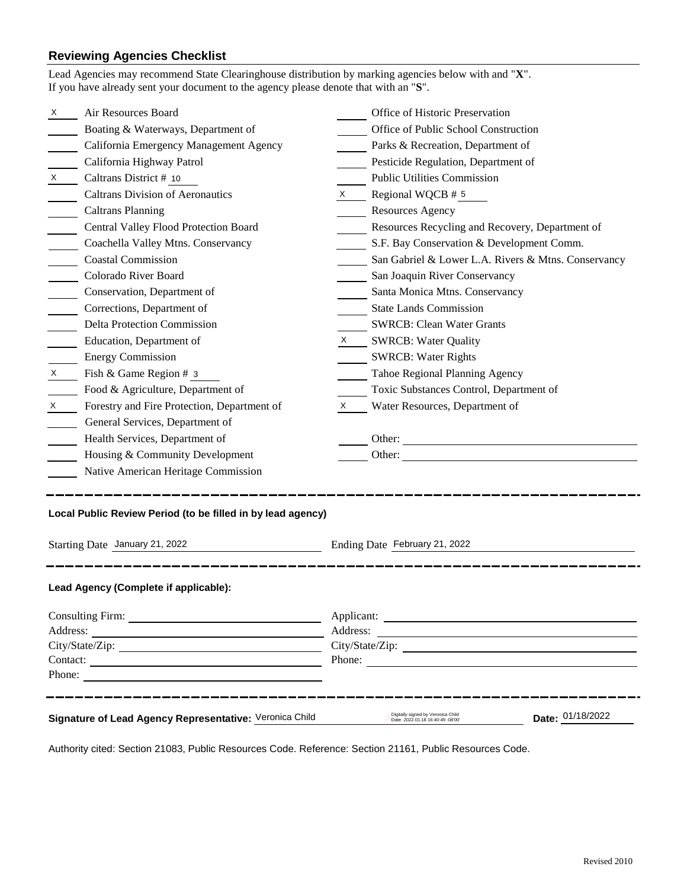## Reviewing Agencies Checklist

Lead Agencies may recommend State Clearinghouse distribution by marking agencies below with and "**X**".
If you have already sent your document to the agency please denote that with an "**S**".

X Air Resources Board
___ Boating & Waterways, Department of
___ California Emergency Management Agency
___ California Highway Patrol
X Caltrans District # 10
___ Caltrans Division of Aeronautics
___ Caltrans Planning
___ Central Valley Flood Protection Board
___ Coachella Valley Mtns. Conservancy
___ Coastal Commission
___ Colorado River Board
___ Conservation, Department of
___ Corrections, Department of
___ Delta Protection Commission
___ Education, Department of
___ Energy Commission
X Fish & Game Region # 3
___ Food & Agriculture, Department of
X Forestry and Fire Protection, Department of
___ General Services, Department of
___ Health Services, Department of
___ Housing & Community Development
___ Native American Heritage Commission
___ Office of Historic Preservation
___ Office of Public School Construction
___ Parks & Recreation, Department of
___ Pesticide Regulation, Department of
___ Public Utilities Commission
X Regional WQCB # 5
___ Resources Agency
___ Resources Recycling and Recovery, Department of
___ S.F. Bay Conservation & Development Comm.
___ San Gabriel & Lower L.A. Rivers & Mtns. Conservancy
___ San Joaquin River Conservancy
___ Santa Monica Mtns. Conservancy
___ State Lands Commission
___ SWRCB: Clean Water Grants
X SWRCB: Water Quality
___ SWRCB: Water Rights
___ Tahoe Regional Planning Agency
___ Toxic Substances Control, Department of
X Water Resources, Department of
___ Other: ___
___ Other: ___

**Local Public Review Period (to be filled in by lead agency)**

Starting Date January 21, 2022

Ending Date February 21, 2022

**Lead Agency (Complete if applicable):**

Consulting Firm:
Address:
City/State/Zip:
Contact:
Phone:

Applicant:
Address:
City/State/Zip:
Phone:

**Signature of Lead Agency Representative:** Veronica Child

Digitally signed by Veronica Child
Date: 2022.01.18 16:40:49 -08'00'

**Date:** 01/18/2022

Authority cited: Section 21083, Public Resources Code. Reference: Section 21161, Public Resources Code.

Revised 2010